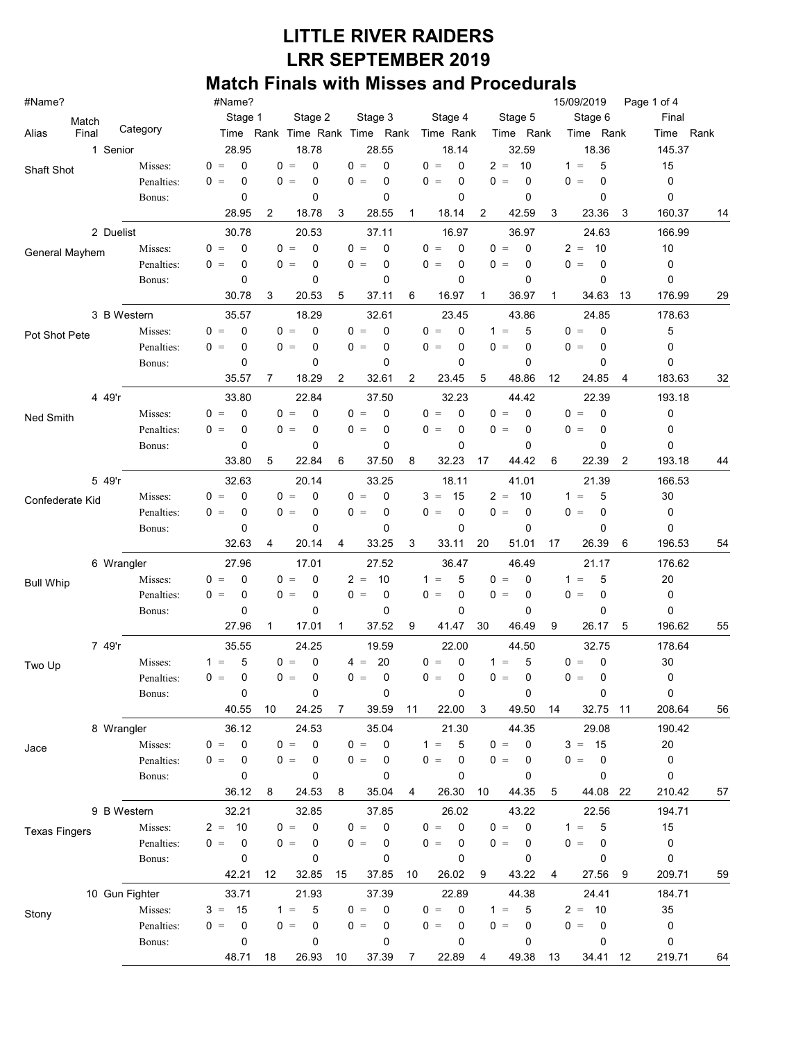# LITTLE RIVER RAIDERS
# LRR SEPTEMBER 2019
## Match Finals with Misses and Procedurals

#Name? #Name? 15/09/2019

| Alias | Match Final | Category | | Stage 1 Time | Stage 1 Rank | Stage 2 Time | Stage 2 Rank | Stage 3 Time | Stage 3 Rank | Stage 4 Time | Stage 4 Rank | Stage 5 Time | Stage 5 Rank | Stage 6 Time | Stage 6 Rank | Final Time | Final Rank |
|---|---|---|---|---|---|---|---|---|---|---|---|---|---|---|---|---|---|
| | 1 | Senior | | 28.95 | | 18.78 | | 28.55 | | 18.14 | | 32.59 | | 18.36 | | 145.37 | |
| Shaft Shot | | | Misses: | 0 = 0 | | 0 = 0 | | 0 = 0 | | 0 = 0 | | 2 = 10 | | 1 = 5 | | 15 | |
| | | | Penalties: | 0 = 0 | | 0 = 0 | | 0 = 0 | | 0 = 0 | | 0 = 0 | | 0 = 0 | | 0 | |
| | | | Bonus: | 0 | | 0 | | 0 | | 0 | | 0 | | 0 | | 0 | |
| | | | | 28.95 | 2 | 18.78 | 3 | 28.55 | 1 | 18.14 | 2 | 42.59 | 3 | 23.36 | 3 | 160.37 | 14 |
| | 2 | Duelist | | 30.78 | | 20.53 | | 37.11 | | 16.97 | | 36.97 | | 24.63 | | 166.99 | |
| General Mayhem | | | Misses: | 0 = 0 | | 0 = 0 | | 0 = 0 | | 0 = 0 | | 0 = 0 | | 2 = 10 | | 10 | |
| | | | Penalties: | 0 = 0 | | 0 = 0 | | 0 = 0 | | 0 = 0 | | 0 = 0 | | 0 = 0 | | 0 | |
| | | | Bonus: | 0 | | 0 | | 0 | | 0 | | 0 | | 0 | | 0 | |
| | | | | 30.78 | 3 | 20.53 | 5 | 37.11 | 6 | 16.97 | 1 | 36.97 | 1 | 34.63 | 13 | 176.99 | 29 |
| | 3 | B Western | | 35.57 | | 18.29 | | 32.61 | | 23.45 | | 43.86 | | 24.85 | | 178.63 | |
| Pot Shot Pete | | | Misses: | 0 = 0 | | 0 = 0 | | 0 = 0 | | 0 = 0 | | 1 = 5 | | 0 = 0 | | 5 | |
| | | | Penalties: | 0 = 0 | | 0 = 0 | | 0 = 0 | | 0 = 0 | | 0 = 0 | | 0 = 0 | | 0 | |
| | | | Bonus: | 0 | | 0 | | 0 | | 0 | | 0 | | 0 | | 0 | |
| | | | | 35.57 | 7 | 18.29 | 2 | 32.61 | 2 | 23.45 | 5 | 48.86 | 12 | 24.85 | 4 | 183.63 | 32 |
| | 4 | 49'r | | 33.80 | | 22.84 | | 37.50 | | 32.23 | | 44.42 | | 22.39 | | 193.18 | |
| Ned Smith | | | Misses: | 0 = 0 | | 0 = 0 | | 0 = 0 | | 0 = 0 | | 0 = 0 | | 0 = 0 | | 0 | |
| | | | Penalties: | 0 = 0 | | 0 = 0 | | 0 = 0 | | 0 = 0 | | 0 = 0 | | 0 = 0 | | 0 | |
| | | | Bonus: | 0 | | 0 | | 0 | | 0 | | 0 | | 0 | | 0 | |
| | | | | 33.80 | 5 | 22.84 | 6 | 37.50 | 8 | 32.23 | 17 | 44.42 | 6 | 22.39 | 2 | 193.18 | 44 |
| | 5 | 49'r | | 32.63 | | 20.14 | | 33.25 | | 18.11 | | 41.01 | | 21.39 | | 166.53 | |
| Confederate Kid | | | Misses: | 0 = 0 | | 0 = 0 | | 0 = 0 | | 3 = 15 | | 2 = 10 | | 1 = 5 | | 30 | |
| | | | Penalties: | 0 = 0 | | 0 = 0 | | 0 = 0 | | 0 = 0 | | 0 = 0 | | 0 = 0 | | 0 | |
| | | | Bonus: | 0 | | 0 | | 0 | | 0 | | 0 | | 0 | | 0 | |
| | | | | 32.63 | 4 | 20.14 | 4 | 33.25 | 3 | 33.11 | 20 | 51.01 | 17 | 26.39 | 6 | 196.53 | 54 |
| | 6 | Wrangler | | 27.96 | | 17.01 | | 27.52 | | 36.47 | | 46.49 | | 21.17 | | 176.62 | |
| Bull Whip | | | Misses: | 0 = 0 | | 0 = 0 | | 2 = 10 | | 1 = 5 | | 0 = 0 | | 1 = 5 | | 20 | |
| | | | Penalties: | 0 = 0 | | 0 = 0 | | 0 = 0 | | 0 = 0 | | 0 = 0 | | 0 = 0 | | 0 | |
| | | | Bonus: | 0 | | 0 | | 0 | | 0 | | 0 | | 0 | | 0 | |
| | | | | 27.96 | 1 | 17.01 | 1 | 37.52 | 9 | 41.47 | 30 | 46.49 | 9 | 26.17 | 5 | 196.62 | 55 |
| | 7 | 49'r | | 35.55 | | 24.25 | | 19.59 | | 22.00 | | 44.50 | | 32.75 | | 178.64 | |
| Two Up | | | Misses: | 1 = 5 | | 0 = 0 | | 4 = 20 | | 0 = 0 | | 1 = 5 | | 0 = 0 | | 30 | |
| | | | Penalties: | 0 = 0 | | 0 = 0 | | 0 = 0 | | 0 = 0 | | 0 = 0 | | 0 = 0 | | 0 | |
| | | | Bonus: | 0 | | 0 | | 0 | | 0 | | 0 | | 0 | | 0 | |
| | | | | 40.55 | 10 | 24.25 | 7 | 39.59 | 11 | 22.00 | 3 | 49.50 | 14 | 32.75 | 11 | 208.64 | 56 |
| | 8 | Wrangler | | 36.12 | | 24.53 | | 35.04 | | 21.30 | | 44.35 | | 29.08 | | 190.42 | |
| Jace | | | Misses: | 0 = 0 | | 0 = 0 | | 0 = 0 | | 1 = 5 | | 0 = 0 | | 3 = 15 | | 20 | |
| | | | Penalties: | 0 = 0 | | 0 = 0 | | 0 = 0 | | 0 = 0 | | 0 = 0 | | 0 = 0 | | 0 | |
| | | | Bonus: | 0 | | 0 | | 0 | | 0 | | 0 | | 0 | | 0 | |
| | | | | 36.12 | 8 | 24.53 | 8 | 35.04 | 4 | 26.30 | 10 | 44.35 | 5 | 44.08 | 22 | 210.42 | 57 |
| | 9 | B Western | | 32.21 | | 32.85 | | 37.85 | | 26.02 | | 43.22 | | 22.56 | | 194.71 | |
| Texas Fingers | | | Misses: | 2 = 10 | | 0 = 0 | | 0 = 0 | | 0 = 0 | | 0 = 0 | | 1 = 5 | | 15 | |
| | | | Penalties: | 0 = 0 | | 0 = 0 | | 0 = 0 | | 0 = 0 | | 0 = 0 | | 0 = 0 | | 0 | |
| | | | Bonus: | 0 | | 0 | | 0 | | 0 | | 0 | | 0 | | 0 | |
| | | | | 42.21 | 12 | 32.85 | 15 | 37.85 | 10 | 26.02 | 9 | 43.22 | 4 | 27.56 | 9 | 209.71 | 59 |
| | 10 | Gun Fighter | | 33.71 | | 21.93 | | 37.39 | | 22.89 | | 44.38 | | 24.41 | | 184.71 | |
| Stony | | | Misses: | 3 = 15 | | 1 = 5 | | 0 = 0 | | 0 = 0 | | 1 = 5 | | 2 = 10 | | 35 | |
| | | | Penalties: | 0 = 0 | | 0 = 0 | | 0 = 0 | | 0 = 0 | | 0 = 0 | | 0 = 0 | | 0 | |
| | | | Bonus: | 0 | | 0 | | 0 | | 0 | | 0 | | 0 | | 0 | |
| | | | | 48.71 | 18 | 26.93 | 10 | 37.39 | 7 | 22.89 | 4 | 49.38 | 13 | 34.41 | 12 | 219.71 | 64 |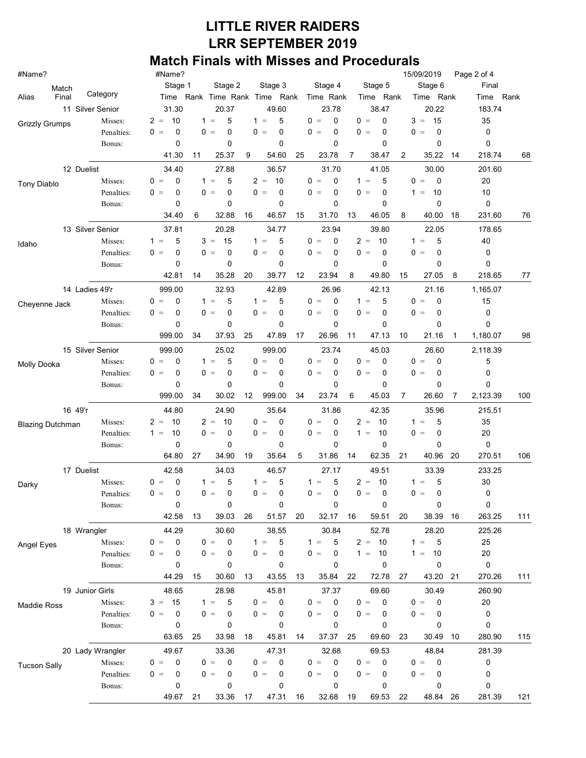# LITTLE RIVER RAIDERS
# LRR SEPTEMBER 2019
## Match Finals with Misses and Procedurals

#Name? #Name? 15/09/2019

| Alias | Match Final | Category | Stage 1 Time | Rank | Stage 2 Time | Rank | Stage 3 Time | Rank | Stage 4 Time | Rank | Stage 5 Time | Rank | Stage 6 Time | Rank | Final Time | Rank |
|---|---|---|---|---|---|---|---|---|---|---|---|---|---|---|---|---|
| | 11 | Silver Senior | 31.30 | | 20.37 | | 49.60 | | 23.78 | | 38.47 | | 20.22 | | 183.74 | |
| Grizzly Grumps | | Misses: | 2 = 10 | | 1 = 5 | | 1 = 5 | | 0 = 0 | | 0 = 0 | | 3 = 15 | | 35 | |
| | | Penalties: | 0 = 0 | | 0 = 0 | | 0 = 0 | | 0 = 0 | | 0 = 0 | | 0 = 0 | | 0 | |
| | | Bonus: | 0 | | 0 | | 0 | | 0 | | 0 | | 0 | | 0 | |
| | | | 41.30 | 11 | 25.37 | 9 | 54.60 | 25 | 23.78 | 7 | 38.47 | 2 | 35.22 | 14 | 218.74 | 68 |
| | 12 | Duelist | 34.40 | | 27.88 | | 36.57 | | 31.70 | | 41.05 | | 30.00 | | 201.60 | |
| Tony Diablo | | Misses: | 0 = 0 | | 1 = 5 | | 2 = 10 | | 0 = 0 | | 1 = 5 | | 0 = 0 | | 20 | |
| | | Penalties: | 0 = 0 | | 0 = 0 | | 0 = 0 | | 0 = 0 | | 0 = 0 | | 1 = 10 | | 10 | |
| | | Bonus: | 0 | | 0 | | 0 | | 0 | | 0 | | 0 | | 0 | |
| | | | 34.40 | 6 | 32.88 | 16 | 46.57 | 15 | 31.70 | 13 | 46.05 | 8 | 40.00 | 18 | 231.60 | 76 |
| | 13 | Silver Senior | 37.81 | | 20.28 | | 34.77 | | 23.94 | | 39.80 | | 22.05 | | 178.65 | |
| Idaho | | Misses: | 1 = 5 | | 3 = 15 | | 1 = 5 | | 0 = 0 | | 2 = 10 | | 1 = 5 | | 40 | |
| | | Penalties: | 0 = 0 | | 0 = 0 | | 0 = 0 | | 0 = 0 | | 0 = 0 | | 0 = 0 | | 0 | |
| | | Bonus: | 0 | | 0 | | 0 | | 0 | | 0 | | 0 | | 0 | |
| | | | 42.81 | 14 | 35.28 | 20 | 39.77 | 12 | 23.94 | 8 | 49.80 | 15 | 27.05 | 8 | 218.65 | 77 |
| | 14 | Ladies 49'r | 999.00 | | 32.93 | | 42.89 | | 26.96 | | 42.13 | | 21.16 | | 1,165.07 | |
| Cheyenne Jack | | Misses: | 0 = 0 | | 1 = 5 | | 1 = 5 | | 0 = 0 | | 1 = 5 | | 0 = 0 | | 15 | |
| | | Penalties: | 0 = 0 | | 0 = 0 | | 0 = 0 | | 0 = 0 | | 0 = 0 | | 0 = 0 | | 0 | |
| | | Bonus: | 0 | | 0 | | 0 | | 0 | | 0 | | 0 | | 0 | |
| | | | 999.00 | 34 | 37.93 | 25 | 47.89 | 17 | 26.96 | 11 | 47.13 | 10 | 21.16 | 1 | 1,180.07 | 98 |
| | 15 | Silver Senior | 999.00 | | 25.02 | | 999.00 | | 23.74 | | 45.03 | | 26.60 | | 2,118.39 | |
| Molly Dooka | | Misses: | 0 = 0 | | 1 = 5 | | 0 = 0 | | 0 = 0 | | 0 = 0 | | 0 = 0 | | 5 | |
| | | Penalties: | 0 = 0 | | 0 = 0 | | 0 = 0 | | 0 = 0 | | 0 = 0 | | 0 = 0 | | 0 | |
| | | Bonus: | 0 | | 0 | | 0 | | 0 | | 0 | | 0 | | 0 | |
| | | | 999.00 | 34 | 30.02 | 12 | 999.00 | 34 | 23.74 | 6 | 45.03 | 7 | 26.60 | 7 | 2,123.39 | 100 |
| | 16 | 49'r | 44.80 | | 24.90 | | 35.64 | | 31.86 | | 42.35 | | 35.96 | | 215.51 | |
| Blazing Dutchman | | Misses: | 2 = 10 | | 2 = 10 | | 0 = 0 | | 0 = 0 | | 2 = 10 | | 1 = 5 | | 35 | |
| | | Penalties: | 1 = 10 | | 0 = 0 | | 0 = 0 | | 0 = 0 | | 1 = 10 | | 0 = 0 | | 20 | |
| | | Bonus: | 0 | | 0 | | 0 | | 0 | | 0 | | 0 | | 0 | |
| | | | 64.80 | 27 | 34.90 | 19 | 35.64 | 5 | 31.86 | 14 | 62.35 | 21 | 40.96 | 20 | 270.51 | 106 |
| | 17 | Duelist | 42.58 | | 34.03 | | 46.57 | | 27.17 | | 49.51 | | 33.39 | | 233.25 | |
| Darky | | Misses: | 0 = 0 | | 1 = 5 | | 1 = 5 | | 1 = 5 | | 2 = 10 | | 1 = 5 | | 30 | |
| | | Penalties: | 0 = 0 | | 0 = 0 | | 0 = 0 | | 0 = 0 | | 0 = 0 | | 0 = 0 | | 0 | |
| | | Bonus: | 0 | | 0 | | 0 | | 0 | | 0 | | 0 | | 0 | |
| | | | 42.58 | 13 | 39.03 | 26 | 51.57 | 20 | 32.17 | 16 | 59.51 | 20 | 38.39 | 16 | 263.25 | 111 |
| | 18 | Wrangler | 44.29 | | 30.60 | | 38.55 | | 30.84 | | 52.78 | | 28.20 | | 225.26 | |
| Angel Eyes | | Misses: | 0 = 0 | | 0 = 0 | | 1 = 5 | | 1 = 5 | | 2 = 10 | | 1 = 5 | | 25 | |
| | | Penalties: | 0 = 0 | | 0 = 0 | | 0 = 0 | | 0 = 0 | | 1 = 10 | | 1 = 10 | | 20 | |
| | | Bonus: | 0 | | 0 | | 0 | | 0 | | 0 | | 0 | | 0 | |
| | | | 44.29 | 15 | 30.60 | 13 | 43.55 | 13 | 35.84 | 22 | 72.78 | 27 | 43.20 | 21 | 270.26 | 111 |
| | 19 | Junior Girls | 48.65 | | 28.98 | | 45.81 | | 37.37 | | 69.60 | | 30.49 | | 260.90 | |
| Maddie Ross | | Misses: | 3 = 15 | | 1 = 5 | | 0 = 0 | | 0 = 0 | | 0 = 0 | | 0 = 0 | | 20 | |
| | | Penalties: | 0 = 0 | | 0 = 0 | | 0 = 0 | | 0 = 0 | | 0 = 0 | | 0 = 0 | | 0 | |
| | | Bonus: | 0 | | 0 | | 0 | | 0 | | 0 | | 0 | | 0 | |
| | | | 63.65 | 25 | 33.98 | 18 | 45.81 | 14 | 37.37 | 25 | 69.60 | 23 | 30.49 | 10 | 280.90 | 115 |
| | 20 | Lady Wrangler | 49.67 | | 33.36 | | 47.31 | | 32.68 | | 69.53 | | 48.84 | | 281.39 | |
| Tucson Sally | | Misses: | 0 = 0 | | 0 = 0 | | 0 = 0 | | 0 = 0 | | 0 = 0 | | 0 = 0 | | 0 | |
| | | Penalties: | 0 = 0 | | 0 = 0 | | 0 = 0 | | 0 = 0 | | 0 = 0 | | 0 = 0 | | 0 | |
| | | Bonus: | 0 | | 0 | | 0 | | 0 | | 0 | | 0 | | 0 | |
| | | | 49.67 | 21 | 33.36 | 17 | 47.31 | 16 | 32.68 | 19 | 69.53 | 22 | 48.84 | 26 | 281.39 | 121 |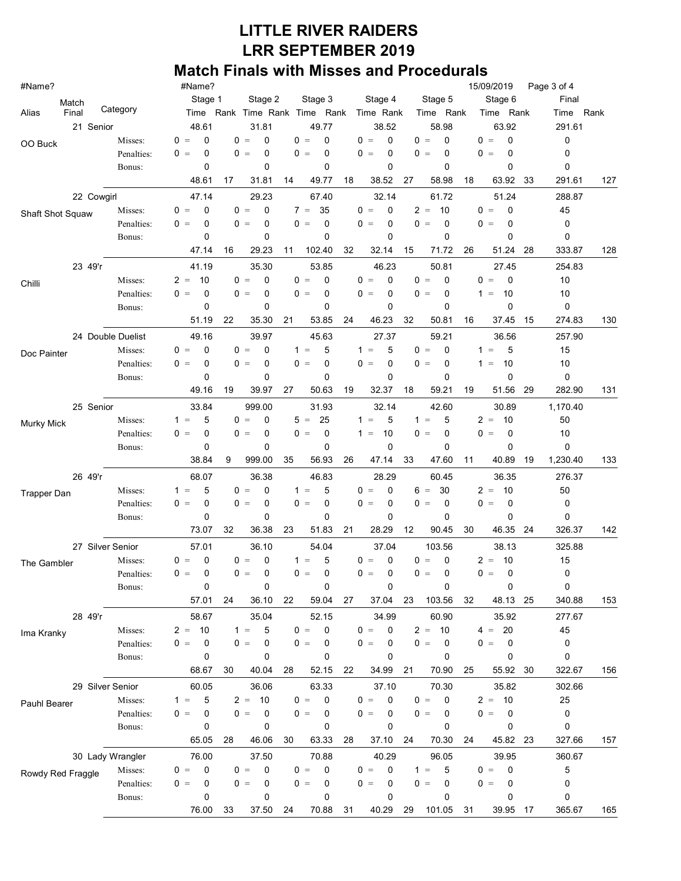# LITTLE RIVER RAIDERS
# LRR SEPTEMBER 2019
## Match Finals with Misses and Procedurals

#Name? | #Name? | 15/09/2019

| Alias | Match Final | Category | | Stage 1 Time | Rank | Stage 2 Time | Rank | Stage 3 Time | Rank | Stage 4 Time | Rank | Stage 5 Time | Rank | Stage 6 Time | Rank | Final Time | Rank |
|---|---|---|---|---|---|---|---|---|---|---|---|---|---|---|---|---|---|
| | 21 | Senior | | 48.61 | | 31.81 | | 49.77 | | 38.52 | | 58.98 | | 63.92 | | 291.61 | |
| OO Buck | | | Misses: | 0 = 0 | | 0 = 0 | | 0 = 0 | | 0 = 0 | | 0 = 0 | | 0 = 0 | | 0 | |
| | | | Penalties: | 0 = 0 | | 0 = 0 | | 0 = 0 | | 0 = 0 | | 0 = 0 | | 0 = 0 | | 0 | |
| | | | Bonus: | 0 | | 0 | | 0 | | 0 | | 0 | | 0 | | 0 | |
| | | | | 48.61 | 17 | 31.81 | 14 | 49.77 | 18 | 38.52 | 27 | 58.98 | 18 | 63.92 | 33 | 291.61 | 127 |
| | 22 | Cowgirl | | 47.14 | | 29.23 | | 67.40 | | 32.14 | | 61.72 | | 51.24 | | 288.87 | |
| Shaft Shot Squaw | | | Misses: | 0 = 0 | | 0 = 0 | | 7 = 35 | | 0 = 0 | | 2 = 10 | | 0 = 0 | | 45 | |
| | | | Penalties: | 0 = 0 | | 0 = 0 | | 0 = 0 | | 0 = 0 | | 0 = 0 | | 0 = 0 | | 0 | |
| | | | Bonus: | 0 | | 0 | | 0 | | 0 | | 0 | | 0 | | 0 | |
| | | | | 47.14 | 16 | 29.23 | 11 | 102.40 | 32 | 32.14 | 15 | 71.72 | 26 | 51.24 | 28 | 333.87 | 128 |
| | 23 | 49'r | | 41.19 | | 35.30 | | 53.85 | | 46.23 | | 50.81 | | 27.45 | | 254.83 | |
| Chilli | | | Misses: | 2 = 10 | | 0 = 0 | | 0 = 0 | | 0 = 0 | | 0 = 0 | | 0 = 0 | | 10 | |
| | | | Penalties: | 0 = 0 | | 0 = 0 | | 0 = 0 | | 0 = 0 | | 0 = 0 | | 1 = 10 | | 10 | |
| | | | Bonus: | 0 | | 0 | | 0 | | 0 | | 0 | | 0 | | 0 | |
| | | | | 51.19 | 22 | 35.30 | 21 | 53.85 | 24 | 46.23 | 32 | 50.81 | 16 | 37.45 | 15 | 274.83 | 130 |
| | 24 | Double Duelist | | 49.16 | | 39.97 | | 45.63 | | 27.37 | | 59.21 | | 36.56 | | 257.90 | |
| Doc Painter | | | Misses: | 0 = 0 | | 0 = 0 | | 1 = 5 | | 1 = 5 | | 0 = 0 | | 1 = 5 | | 15 | |
| | | | Penalties: | 0 = 0 | | 0 = 0 | | 0 = 0 | | 0 = 0 | | 0 = 0 | | 1 = 10 | | 10 | |
| | | | Bonus: | 0 | | 0 | | 0 | | 0 | | 0 | | 0 | | 0 | |
| | | | | 49.16 | 19 | 39.97 | 27 | 50.63 | 19 | 32.37 | 18 | 59.21 | 19 | 51.56 | 29 | 282.90 | 131 |
| | 25 | Senior | | 33.84 | | 999.00 | | 31.93 | | 32.14 | | 42.60 | | 30.89 | | 1,170.40 | |
| Murky Mick | | | Misses: | 1 = 5 | | 0 = 0 | | 5 = 25 | | 1 = 5 | | 1 = 5 | | 2 = 10 | | 50 | |
| | | | Penalties: | 0 = 0 | | 0 = 0 | | 0 = 0 | | 1 = 10 | | 0 = 0 | | 0 = 0 | | 10 | |
| | | | Bonus: | 0 | | 0 | | 0 | | 0 | | 0 | | 0 | | 0 | |
| | | | | 38.84 | 9 | 999.00 | 35 | 56.93 | 26 | 47.14 | 33 | 47.60 | 11 | 40.89 | 19 | 1,230.40 | 133 |
| | 26 | 49'r | | 68.07 | | 36.38 | | 46.83 | | 28.29 | | 60.45 | | 36.35 | | 276.37 | |
| Trapper Dan | | | Misses: | 1 = 5 | | 0 = 0 | | 1 = 5 | | 0 = 0 | | 6 = 30 | | 2 = 10 | | 50 | |
| | | | Penalties: | 0 = 0 | | 0 = 0 | | 0 = 0 | | 0 = 0 | | 0 = 0 | | 0 = 0 | | 0 | |
| | | | Bonus: | 0 | | 0 | | 0 | | 0 | | 0 | | 0 | | 0 | |
| | | | | 73.07 | 32 | 36.38 | 23 | 51.83 | 21 | 28.29 | 12 | 90.45 | 30 | 46.35 | 24 | 326.37 | 142 |
| | 27 | Silver Senior | | 57.01 | | 36.10 | | 54.04 | | 37.04 | | 103.56 | | 38.13 | | 325.88 | |
| The Gambler | | | Misses: | 0 = 0 | | 0 = 0 | | 1 = 5 | | 0 = 0 | | 0 = 0 | | 2 = 10 | | 15 | |
| | | | Penalties: | 0 = 0 | | 0 = 0 | | 0 = 0 | | 0 = 0 | | 0 = 0 | | 0 = 0 | | 0 | |
| | | | Bonus: | 0 | | 0 | | 0 | | 0 | | 0 | | 0 | | 0 | |
| | | | | 57.01 | 24 | 36.10 | 22 | 59.04 | 27 | 37.04 | 23 | 103.56 | 32 | 48.13 | 25 | 340.88 | 153 |
| | 28 | 49'r | | 58.67 | | 35.04 | | 52.15 | | 34.99 | | 60.90 | | 35.92 | | 277.67 | |
| Ima Kranky | | | Misses: | 2 = 10 | | 1 = 5 | | 0 = 0 | | 0 = 0 | | 2 = 10 | | 4 = 20 | | 45 | |
| | | | Penalties: | 0 = 0 | | 0 = 0 | | 0 = 0 | | 0 = 0 | | 0 = 0 | | 0 = 0 | | 0 | |
| | | | Bonus: | 0 | | 0 | | 0 | | 0 | | 0 | | 0 | | 0 | |
| | | | | 68.67 | 30 | 40.04 | 28 | 52.15 | 22 | 34.99 | 21 | 70.90 | 25 | 55.92 | 30 | 322.67 | 156 |
| | 29 | Silver Senior | | 60.05 | | 36.06 | | 63.33 | | 37.10 | | 70.30 | | 35.82 | | 302.66 | |
| Pauhl Bearer | | | Misses: | 1 = 5 | | 2 = 10 | | 0 = 0 | | 0 = 0 | | 0 = 0 | | 2 = 10 | | 25 | |
| | | | Penalties: | 0 = 0 | | 0 = 0 | | 0 = 0 | | 0 = 0 | | 0 = 0 | | 0 = 0 | | 0 | |
| | | | Bonus: | 0 | | 0 | | 0 | | 0 | | 0 | | 0 | | 0 | |
| | | | | 65.05 | 28 | 46.06 | 30 | 63.33 | 28 | 37.10 | 24 | 70.30 | 24 | 45.82 | 23 | 327.66 | 157 |
| | 30 | Lady Wrangler | | 76.00 | | 37.50 | | 70.88 | | 40.29 | | 96.05 | | 39.95 | | 360.67 | |
| Rowdy Red Fraggle | | | Misses: | 0 = 0 | | 0 = 0 | | 0 = 0 | | 0 = 0 | | 1 = 5 | | 0 = 0 | | 5 | |
| | | | Penalties: | 0 = 0 | | 0 = 0 | | 0 = 0 | | 0 = 0 | | 0 = 0 | | 0 = 0 | | 0 | |
| | | | Bonus: | 0 | | 0 | | 0 | | 0 | | 0 | | 0 | | 0 | |
| | | | | 76.00 | 33 | 37.50 | 24 | 70.88 | 31 | 40.29 | 29 | 101.05 | 31 | 39.95 | 17 | 365.67 | 165 |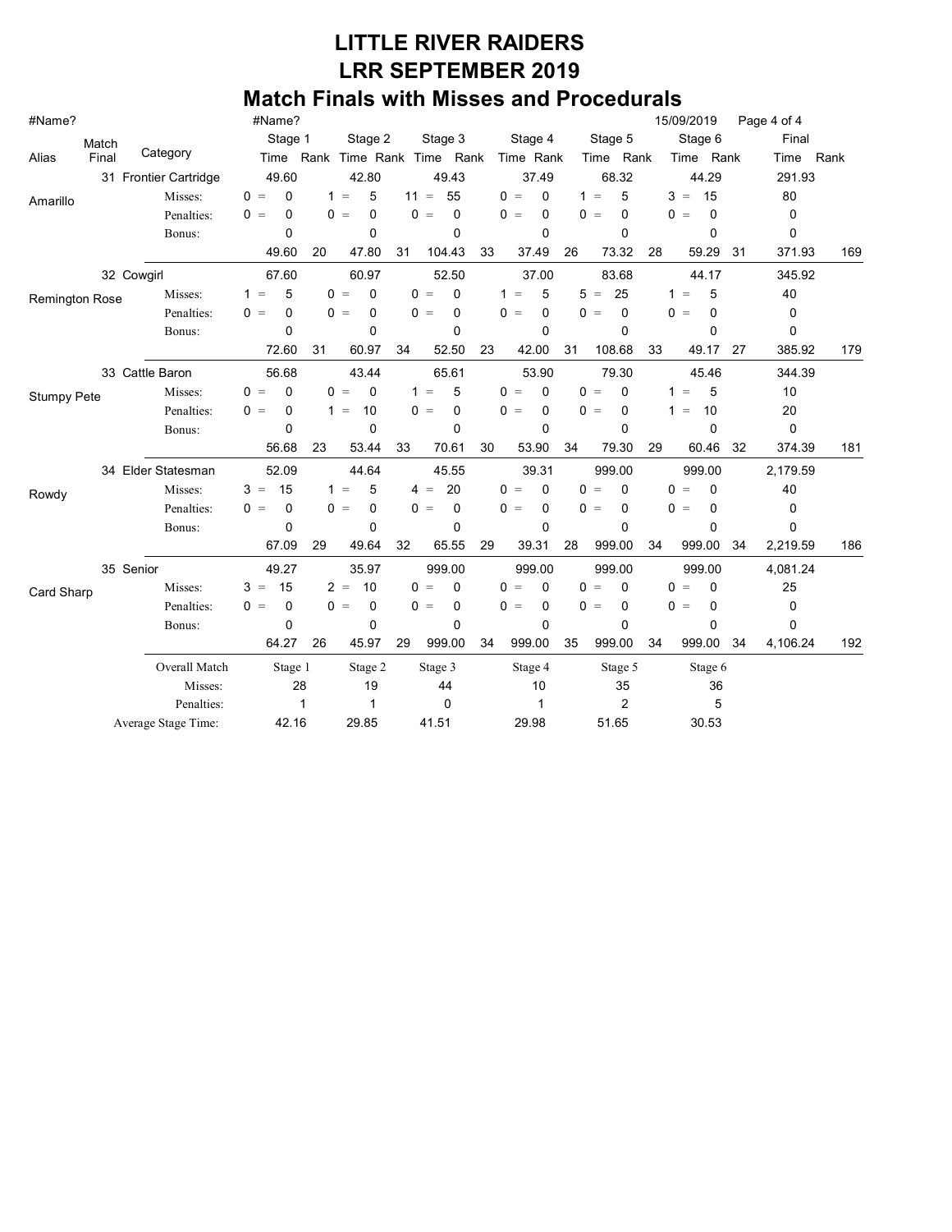# LITTLE RIVER RAIDERS
# LRR SEPTEMBER 2019
## Match Finals with Misses and Procedurals

#Name? #Name? 15/09/2019

| Alias | Match Final | Category | Stage 1 Time | Rank | Stage 2 Time | Rank | Stage 3 Time | Rank | Stage 4 Time | Rank | Stage 5 Time | Rank | Stage 6 Time | Rank | Final Time | Rank |
|---|---|---|---|---|---|---|---|---|---|---|---|---|---|---|---|---|
| | 31 | Frontier Cartridge | 49.60 | | 42.80 | | 49.43 | | 37.49 | | 68.32 | | 44.29 | | 291.93 | |
| Amarillo | | Misses: | 0 = 0 | | 1 = 5 | | 11 = 55 | | 0 = 0 | | 1 = 5 | | 3 = 15 | | 80 | |
| | | Penalties: | 0 = 0 | | 0 = 0 | | 0 = 0 | | 0 = 0 | | 0 = 0 | | 0 = 0 | | 0 | |
| | | Bonus: | 0 | | 0 | | 0 | | 0 | | 0 | | 0 | | 0 | |
| | | | 49.60 | 20 | 47.80 | 31 | 104.43 | 33 | 37.49 | 26 | 73.32 | 28 | 59.29 | 31 | 371.93 | 169 |
| | 32 | Cowgirl | 67.60 | | 60.97 | | 52.50 | | 37.00 | | 83.68 | | 44.17 | | 345.92 | |
| Remington Rose | | Misses: | 1 = 5 | | 0 = 0 | | 0 = 0 | | 1 = 5 | | 5 = 25 | | 1 = 5 | | 40 | |
| | | Penalties: | 0 = 0 | | 0 = 0 | | 0 = 0 | | 0 = 0 | | 0 = 0 | | 0 = 0 | | 0 | |
| | | Bonus: | 0 | | 0 | | 0 | | 0 | | 0 | | 0 | | 0 | |
| | | | 72.60 | 31 | 60.97 | 34 | 52.50 | 23 | 42.00 | 31 | 108.68 | 33 | 49.17 | 27 | 385.92 | 179 |
| | 33 | Cattle Baron | 56.68 | | 43.44 | | 65.61 | | 53.90 | | 79.30 | | 45.46 | | 344.39 | |
| Stumpy Pete | | Misses: | 0 = 0 | | 0 = 0 | | 1 = 5 | | 0 = 0 | | 0 = 0 | | 1 = 5 | | 10 | |
| | | Penalties: | 0 = 0 | | 1 = 10 | | 0 = 0 | | 0 = 0 | | 0 = 0 | | 1 = 10 | | 20 | |
| | | Bonus: | 0 | | 0 | | 0 | | 0 | | 0 | | 0 | | 0 | |
| | | | 56.68 | 23 | 53.44 | 33 | 70.61 | 30 | 53.90 | 34 | 79.30 | 29 | 60.46 | 32 | 374.39 | 181 |
| | 34 | Elder Statesman | 52.09 | | 44.64 | | 45.55 | | 39.31 | | 999.00 | | 999.00 | | 2,179.59 | |
| Rowdy | | Misses: | 3 = 15 | | 1 = 5 | | 4 = 20 | | 0 = 0 | | 0 = 0 | | 0 = 0 | | 40 | |
| | | Penalties: | 0 = 0 | | 0 = 0 | | 0 = 0 | | 0 = 0 | | 0 = 0 | | 0 = 0 | | 0 | |
| | | Bonus: | 0 | | 0 | | 0 | | 0 | | 0 | | 0 | | 0 | |
| | | | 67.09 | 29 | 49.64 | 32 | 65.55 | 29 | 39.31 | 28 | 999.00 | 34 | 999.00 | 34 | 2,219.59 | 186 |
| | 35 | Senior | 49.27 | | 35.97 | | 999.00 | | 999.00 | | 999.00 | | 999.00 | | 4,081.24 | |
| Card Sharp | | Misses: | 3 = 15 | | 2 = 10 | | 0 = 0 | | 0 = 0 | | 0 = 0 | | 0 = 0 | | 25 | |
| | | Penalties: | 0 = 0 | | 0 = 0 | | 0 = 0 | | 0 = 0 | | 0 = 0 | | 0 = 0 | | 0 | |
| | | Bonus: | 0 | | 0 | | 0 | | 0 | | 0 | | 0 | | 0 | |
| | | | 64.27 | 26 | 45.97 | 29 | 999.00 | 34 | 999.00 | 35 | 999.00 | 34 | 999.00 | 34 | 4,106.24 | 192 |

| Overall Match | Stage 1 | Stage 2 | Stage 3 | Stage 4 | Stage 5 | Stage 6 |
|---|---|---|---|---|---|---|
| Misses: | 28 | 19 | 44 | 10 | 35 | 36 |
| Penalties: | 1 | 1 | 0 | 1 | 2 | 5 |
| Average Stage Time: | 42.16 | 29.85 | 41.51 | 29.98 | 51.65 | 30.53 |